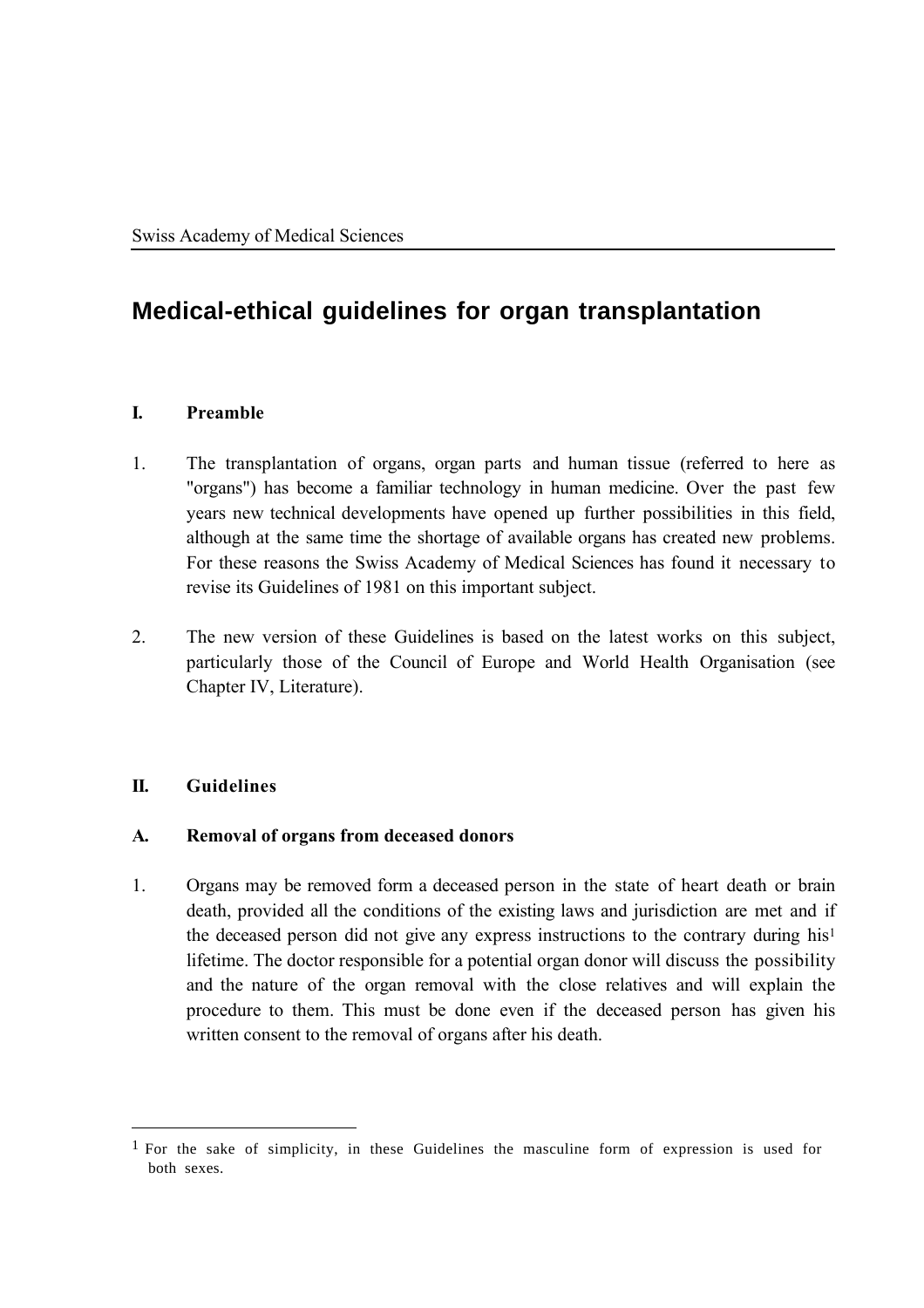Swiss Academy of Medical Sciences

# Medical-ethical guidelines for organ transplantation

## I. Preamble

1. The transplantation of organs, organ parts and human tissue (referred to here as "organs") has become a familiar technology in human medicine. Over the past few years new technical developments have opened up further possibilities in this field, although at the same time the shortage of available organs has created new problems. For these reasons the Swiss Academy of Medical Sciences has found it necessary to revise its Guidelines of 1981 on this important subject.

2. The new version of these Guidelines is based on the latest works on this subject, particularly those of the Council of Europe and World Health Organisation (see Chapter IV, Literature).

## II. Guidelines

### A. Removal of organs from deceased donors

1. Organs may be removed form a deceased person in the state of heart death or brain death, provided all the conditions of the existing laws and jurisdiction are met and if the deceased person did not give any express instructions to the contrary during his[1] lifetime. The doctor responsible for a potential organ donor will discuss the possibility and the nature of the organ removal with the close relatives and will explain the procedure to them. This must be done even if the deceased person has given his written consent to the removal of organs after his death.

---

[1] For the sake of simplicity, in these Guidelines the masculine form of expression is used for both sexes.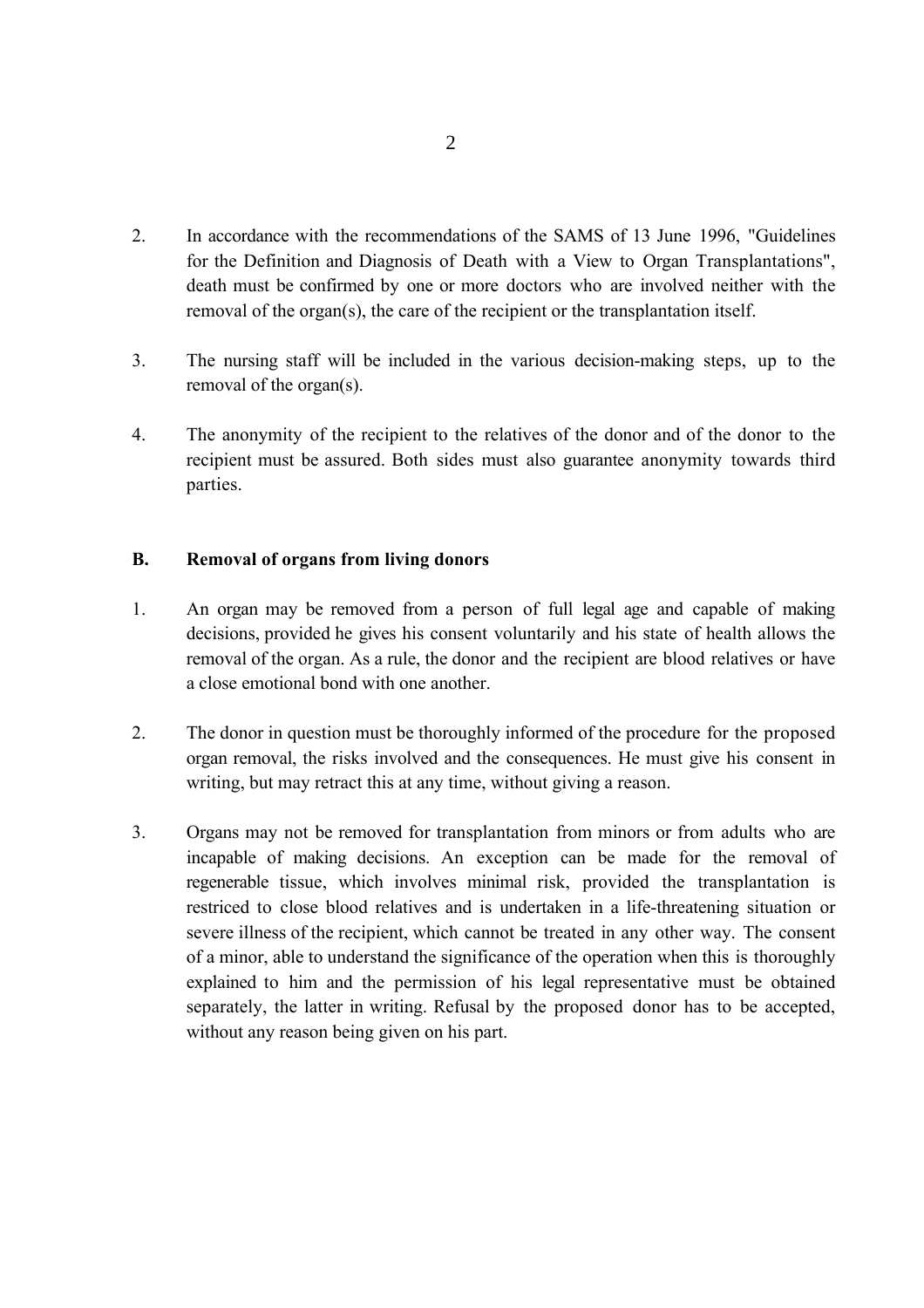2. In accordance with the recommendations of the SAMS of 13 June 1996, "Guidelines for the Definition and Diagnosis of Death with a View to Organ Transplantations", death must be confirmed by one or more doctors who are involved neither with the removal of the organ(s), the care of the recipient or the transplantation itself.

3. The nursing staff will be included in the various decision-making steps, up to the removal of the organ(s).

4. The anonymity of the recipient to the relatives of the donor and of the donor to the recipient must be assured. Both sides must also guarantee anonymity towards third parties.

## B. Removal of organs from living donors

1. An organ may be removed from a person of full legal age and capable of making decisions, provided he gives his consent voluntarily and his state of health allows the removal of the organ. As a rule, the donor and the recipient are blood relatives or have a close emotional bond with one another.

2. The donor in question must be thoroughly informed of the procedure for the proposed organ removal, the risks involved and the consequences. He must give his consent in writing, but may retract this at any time, without giving a reason.

3. Organs may not be removed for transplantation from minors or from adults who are incapable of making decisions. An exception can be made for the removal of regenerable tissue, which involves minimal risk, provided the transplantation is restriced to close blood relatives and is undertaken in a life-threatening situation or severe illness of the recipient, which cannot be treated in any other way. The consent of a minor, able to understand the significance of the operation when this is thoroughly explained to him and the permission of his legal representative must be obtained separately, the latter in writing. Refusal by the proposed donor has to be accepted, without any reason being given on his part.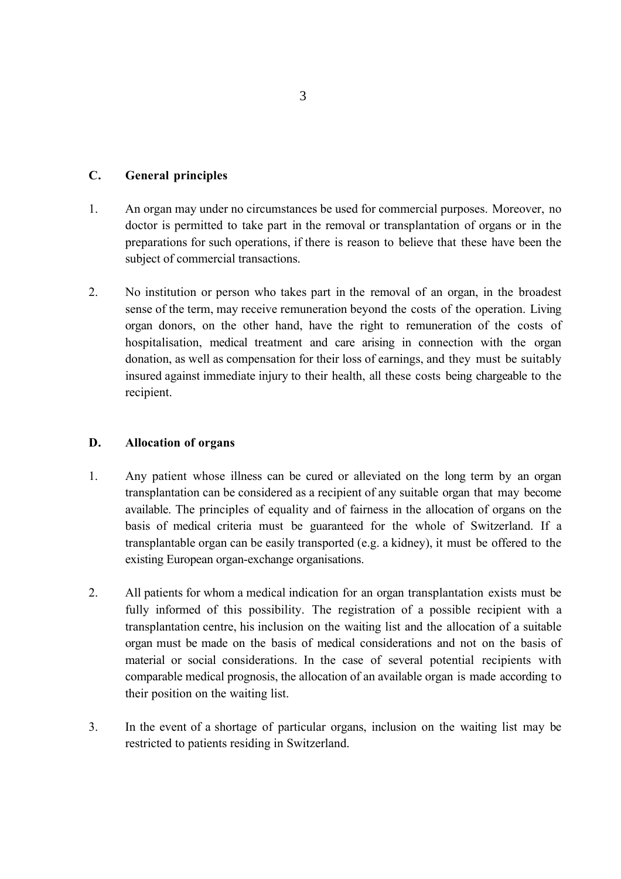## C. General principles

1. An organ may under no circumstances be used for commercial purposes. Moreover, no doctor is permitted to take part in the removal or transplantation of organs or in the preparations for such operations, if there is reason to believe that these have been the subject of commercial transactions.

2. No institution or person who takes part in the removal of an organ, in the broadest sense of the term, may receive remuneration beyond the costs of the operation. Living organ donors, on the other hand, have the right to remuneration of the costs of hospitalisation, medical treatment and care arising in connection with the organ donation, as well as compensation for their loss of earnings, and they must be suitably insured against immediate injury to their health, all these costs being chargeable to the recipient.

## D. Allocation of organs

1. Any patient whose illness can be cured or alleviated on the long term by an organ transplantation can be considered as a recipient of any suitable organ that may become available. The principles of equality and of fairness in the allocation of organs on the basis of medical criteria must be guaranteed for the whole of Switzerland. If a transplantable organ can be easily transported (e.g. a kidney), it must be offered to the existing European organ-exchange organisations.

2. All patients for whom a medical indication for an organ transplantation exists must be fully informed of this possibility. The registration of a possible recipient with a transplantation centre, his inclusion on the waiting list and the allocation of a suitable organ must be made on the basis of medical considerations and not on the basis of material or social considerations. In the case of several potential recipients with comparable medical prognosis, the allocation of an available organ is made according to their position on the waiting list.

3. In the event of a shortage of particular organs, inclusion on the waiting list may be restricted to patients residing in Switzerland.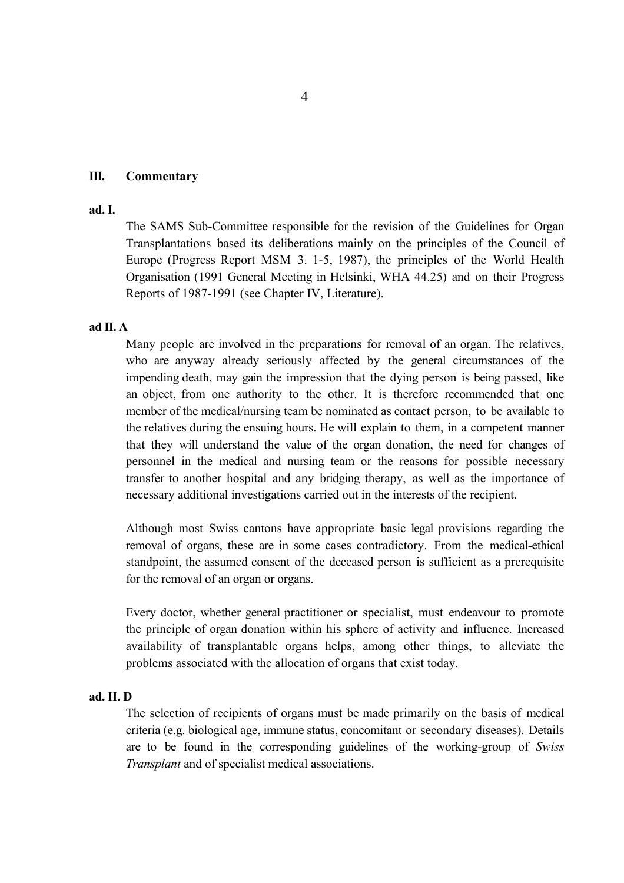## III. Commentary

**ad. I.**

The SAMS Sub-Committee responsible for the revision of the Guidelines for Organ Transplantations based its deliberations mainly on the principles of the Council of Europe (Progress Report MSM 3. 1-5, 1987), the principles of the World Health Organisation (1991 General Meeting in Helsinki, WHA 44.25) and on their Progress Reports of 1987-1991 (see Chapter IV, Literature).

**ad II. A**

Many people are involved in the preparations for removal of an organ. The relatives, who are anyway already seriously affected by the general circumstances of the impending death, may gain the impression that the dying person is being passed, like an object, from one authority to the other. It is therefore recommended that one member of the medical/nursing team be nominated as contact person, to be available to the relatives during the ensuing hours. He will explain to them, in a competent manner that they will understand the value of the organ donation, the need for changes of personnel in the medical and nursing team or the reasons for possible necessary transfer to another hospital and any bridging therapy, as well as the importance of necessary additional investigations carried out in the interests of the recipient.

Although most Swiss cantons have appropriate basic legal provisions regarding the removal of organs, these are in some cases contradictory. From the medical-ethical standpoint, the assumed consent of the deceased person is sufficient as a prerequisite for the removal of an organ or organs.

Every doctor, whether general practitioner or specialist, must endeavour to promote the principle of organ donation within his sphere of activity and influence. Increased availability of transplantable organs helps, among other things, to alleviate the problems associated with the allocation of organs that exist today.

**ad. II. D**

The selection of recipients of organs must be made primarily on the basis of medical criteria (e.g. biological age, immune status, concomitant or secondary diseases). Details are to be found in the corresponding guidelines of the working-group of *Swiss Transplant* and of specialist medical associations.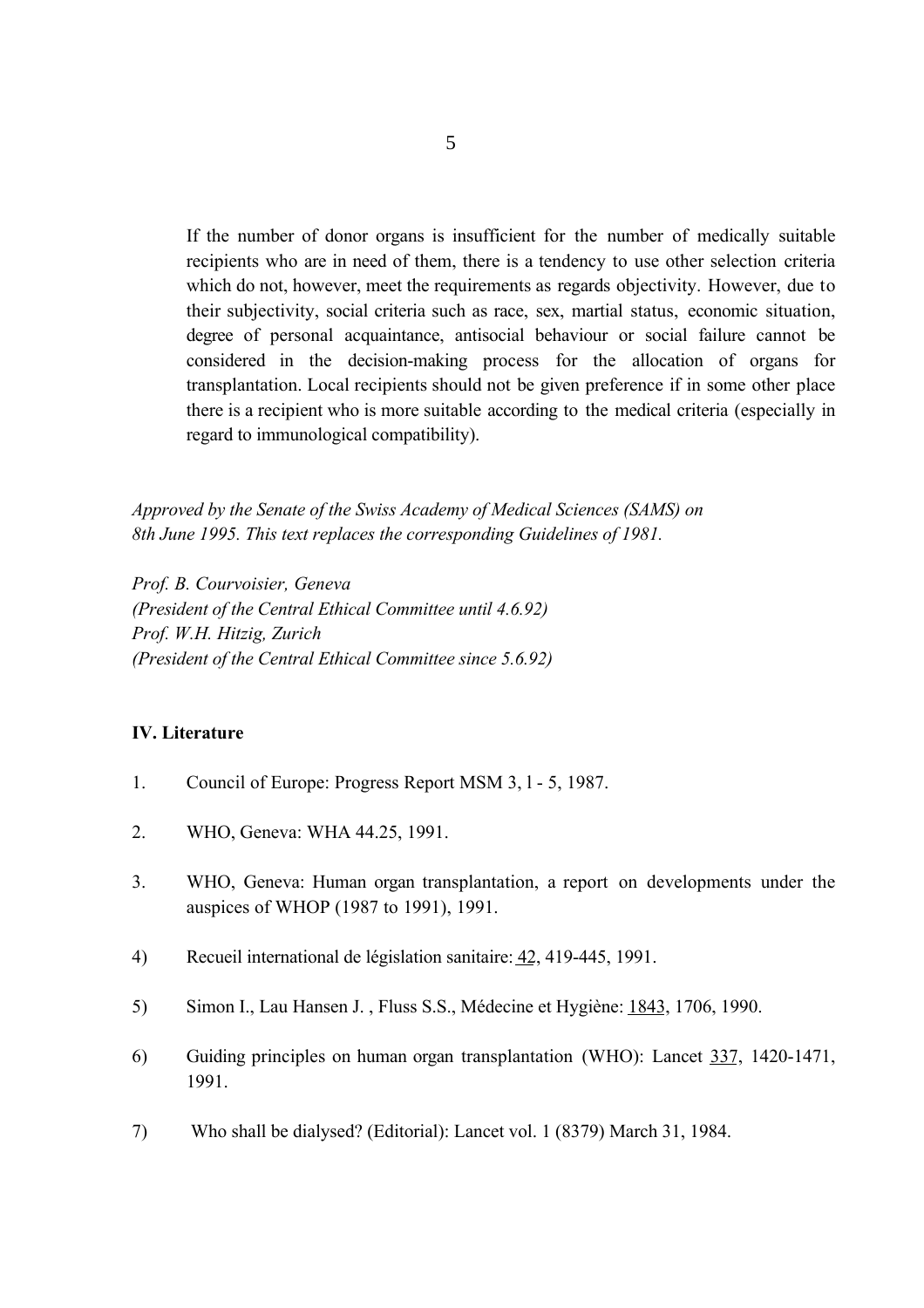If the number of donor organs is insufficient for the number of medically suitable recipients who are in need of them, there is a tendency to use other selection criteria which do not, however, meet the requirements as regards objectivity. However, due to their subjectivity, social criteria such as race, sex, martial status, economic situation, degree of personal acquaintance, antisocial behaviour or social failure cannot be considered in the decision-making process for the allocation of organs for transplantation. Local recipients should not be given preference if in some other place there is a recipient who is more suitable according to the medical criteria (especially in regard to immunological compatibility).

*Approved by the Senate of the Swiss Academy of Medical Sciences (SAMS) on 8th June 1995. This text replaces the corresponding Guidelines of 1981.*

*Prof. B. Courvoisier, Geneva*
*(President of the Central Ethical Committee until 4.6.92)*
*Prof. W.H. Hitzig, Zurich*
*(President of the Central Ethical Committee since 5.6.92)*

## IV. Literature

1. Council of Europe: Progress Report MSM 3, l - 5, 1987.

2. WHO, Geneva: WHA 44.25, 1991.

3. WHO, Geneva: Human organ transplantation, a report on developments under the auspices of WHOP (1987 to 1991), 1991.

4) Recueil international de législation sanitaire: <u>42</u>, 419-445, 1991.

5) Simon I., Lau Hansen J. , Fluss S.S., Médecine et Hygiène: <u>1843</u>, 1706, 1990.

6) Guiding principles on human organ transplantation (WHO): Lancet <u>337</u>, 1420-1471, 1991.

7) Who shall be dialysed? (Editorial): Lancet vol. 1 (8379) March 31, 1984.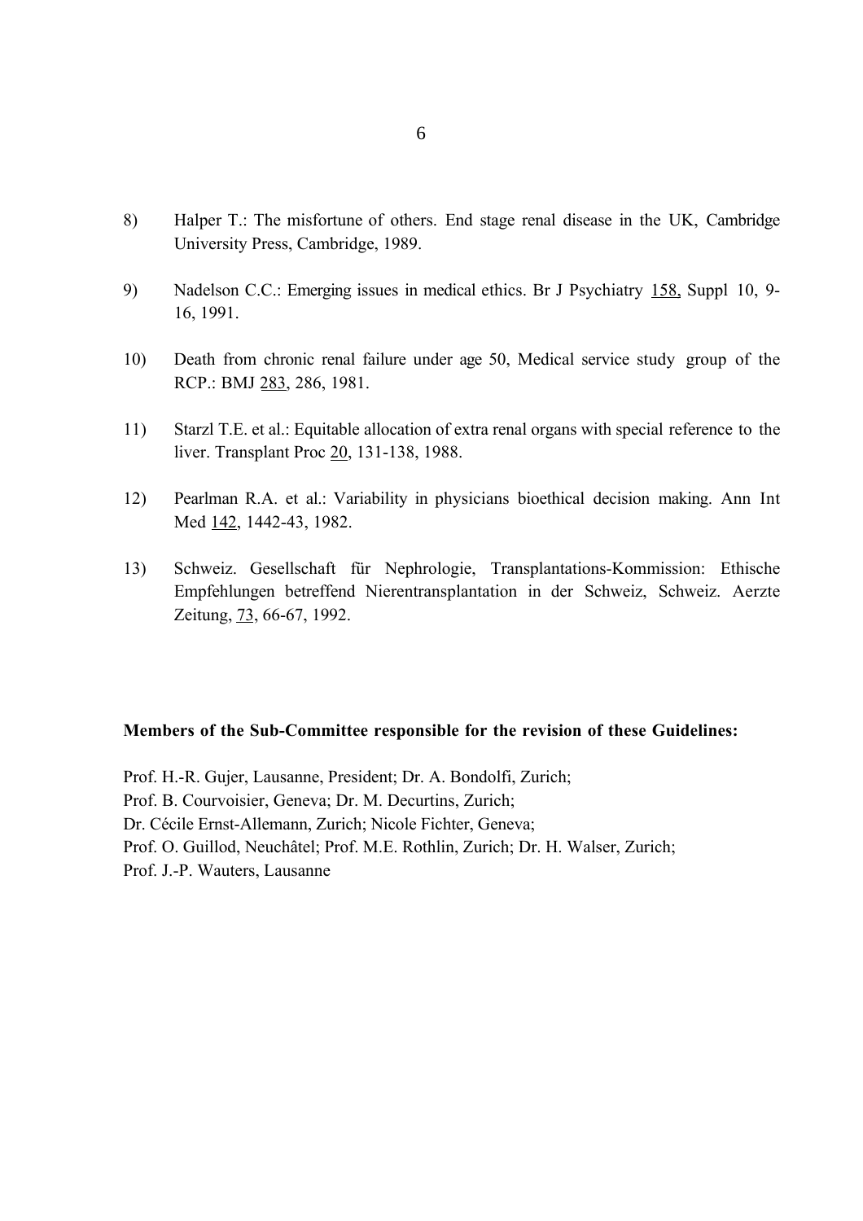8) Halper T.: The misfortune of others. End stage renal disease in the UK, Cambridge University Press, Cambridge, 1989.

9) Nadelson C.C.: Emerging issues in medical ethics. Br J Psychiatry 158, Suppl 10, 9-16, 1991.

10) Death from chronic renal failure under age 50, Medical service study group of the RCP.: BMJ 283, 286, 1981.

11) Starzl T.E. et al.: Equitable allocation of extra renal organs with special reference to the liver. Transplant Proc 20, 131-138, 1988.

12) Pearlman R.A. et al.: Variability in physicians bioethical decision making. Ann Int Med 142, 1442-43, 1982.

13) Schweiz. Gesellschaft für Nephrologie, Transplantations-Kommission: Ethische Empfehlungen betreffend Nierentransplantation in der Schweiz, Schweiz. Aerzte Zeitung, 73, 66-67, 1992.

**Members of the Sub-Committee responsible for the revision of these Guidelines:**

Prof. H.-R. Gujer, Lausanne, President; Dr. A. Bondolfi, Zurich;
Prof. B. Courvoisier, Geneva; Dr. M. Decurtins, Zurich;
Dr. Cécile Ernst-Allemann, Zurich; Nicole Fichter, Geneva;
Prof. O. Guillod, Neuchâtel; Prof. M.E. Rothlin, Zurich; Dr. H. Walser, Zurich;
Prof. J.-P. Wauters, Lausanne